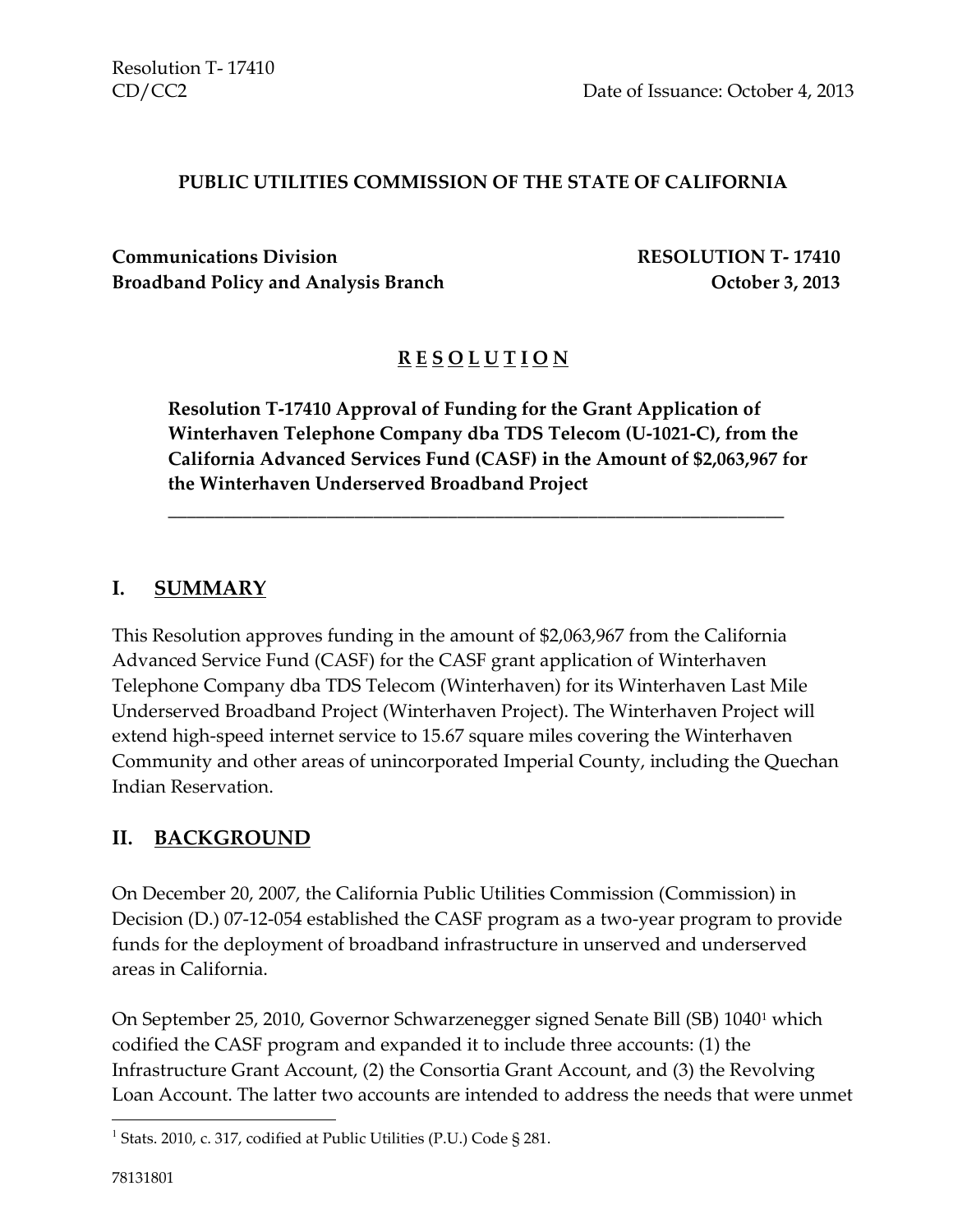Resolution T- 17410
CD/CC2 Date of Issuance: October 4, 2013

**PUBLIC UTILITIES COMMISSION OF THE STATE OF CALIFORNIA**

**Communications Division** **RESOLUTION T- 17410**
**Broadband Policy and Analysis Branch** **October 3, 2013**

# R E S O L U T I O N

**Resolution T-17410 Approval of Funding for the Grant Application of Winterhaven Telephone Company dba TDS Telecom (U-1021-C), from the California Advanced Services Fund (CASF) in the Amount of $2,063,967 for the Winterhaven Underserved Broadband Project**

---

## I. SUMMARY

This Resolution approves funding in the amount of $2,063,967 from the California Advanced Service Fund (CASF) for the CASF grant application of Winterhaven Telephone Company dba TDS Telecom (Winterhaven) for its Winterhaven Last Mile Underserved Broadband Project (Winterhaven Project). The Winterhaven Project will extend high-speed internet service to 15.67 square miles covering the Winterhaven Community and other areas of unincorporated Imperial County, including the Quechan Indian Reservation.

## II. BACKGROUND

On December 20, 2007, the California Public Utilities Commission (Commission) in Decision (D.) 07-12-054 established the CASF program as a two-year program to provide funds for the deployment of broadband infrastructure in unserved and underserved areas in California.

On September 25, 2010, Governor Schwarzenegger signed Senate Bill (SB) 1040[1] which codified the CASF program and expanded it to include three accounts: (1) the Infrastructure Grant Account, (2) the Consortia Grant Account, and (3) the Revolving Loan Account. The latter two accounts are intended to address the needs that were unmet

[1] Stats. 2010, c. 317, codified at Public Utilities (P.U.) Code § 281.

78131801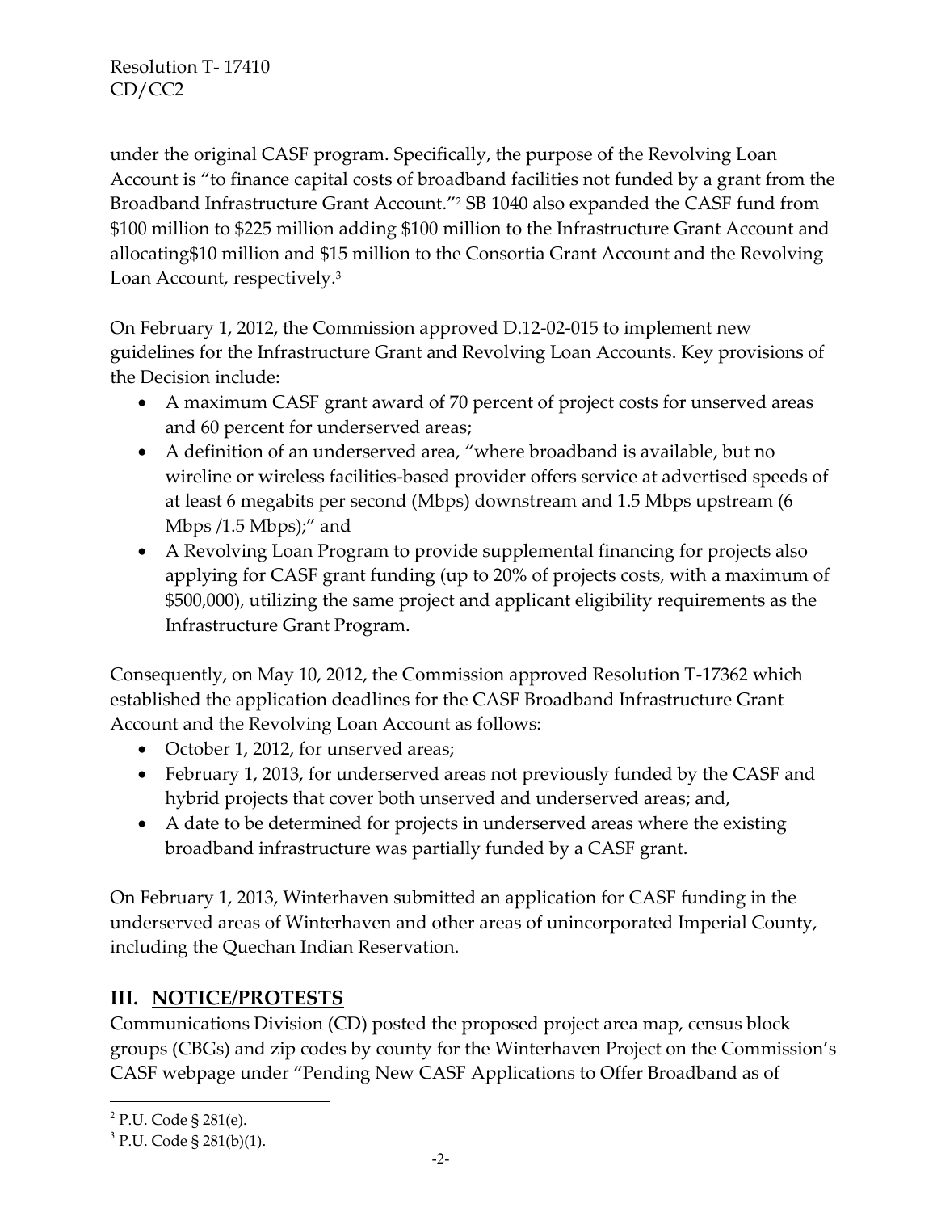under the original CASF program. Specifically, the purpose of the Revolving Loan Account is "to finance capital costs of broadband facilities not funded by a grant from the Broadband Infrastructure Grant Account."[2] SB 1040 also expanded the CASF fund from $100 million to $225 million adding $100 million to the Infrastructure Grant Account and allocating$10 million and $15 million to the Consortia Grant Account and the Revolving Loan Account, respectively.[3]

On February 1, 2012, the Commission approved D.12-02-015 to implement new guidelines for the Infrastructure Grant and Revolving Loan Accounts. Key provisions of the Decision include:

- A maximum CASF grant award of 70 percent of project costs for unserved areas and 60 percent for underserved areas;
- A definition of an underserved area, "where broadband is available, but no wireline or wireless facilities-based provider offers service at advertised speeds of at least 6 megabits per second (Mbps) downstream and 1.5 Mbps upstream (6 Mbps /1.5 Mbps);" and
- A Revolving Loan Program to provide supplemental financing for projects also applying for CASF grant funding (up to 20% of projects costs, with a maximum of $500,000), utilizing the same project and applicant eligibility requirements as the Infrastructure Grant Program.

Consequently, on May 10, 2012, the Commission approved Resolution T-17362 which established the application deadlines for the CASF Broadband Infrastructure Grant Account and the Revolving Loan Account as follows:

- October 1, 2012, for unserved areas;
- February 1, 2013, for underserved areas not previously funded by the CASF and hybrid projects that cover both unserved and underserved areas; and,
- A date to be determined for projects in underserved areas where the existing broadband infrastructure was partially funded by a CASF grant.

On February 1, 2013, Winterhaven submitted an application for CASF funding in the underserved areas of Winterhaven and other areas of unincorporated Imperial County, including the Quechan Indian Reservation.

## III. NOTICE/PROTESTS

Communications Division (CD) posted the proposed project area map, census block groups (CBGs) and zip codes by county for the Winterhaven Project on the Commission's CASF webpage under "Pending New CASF Applications to Offer Broadband as of

---

[2] P.U. Code § 281(e).

[3] P.U. Code § 281(b)(1).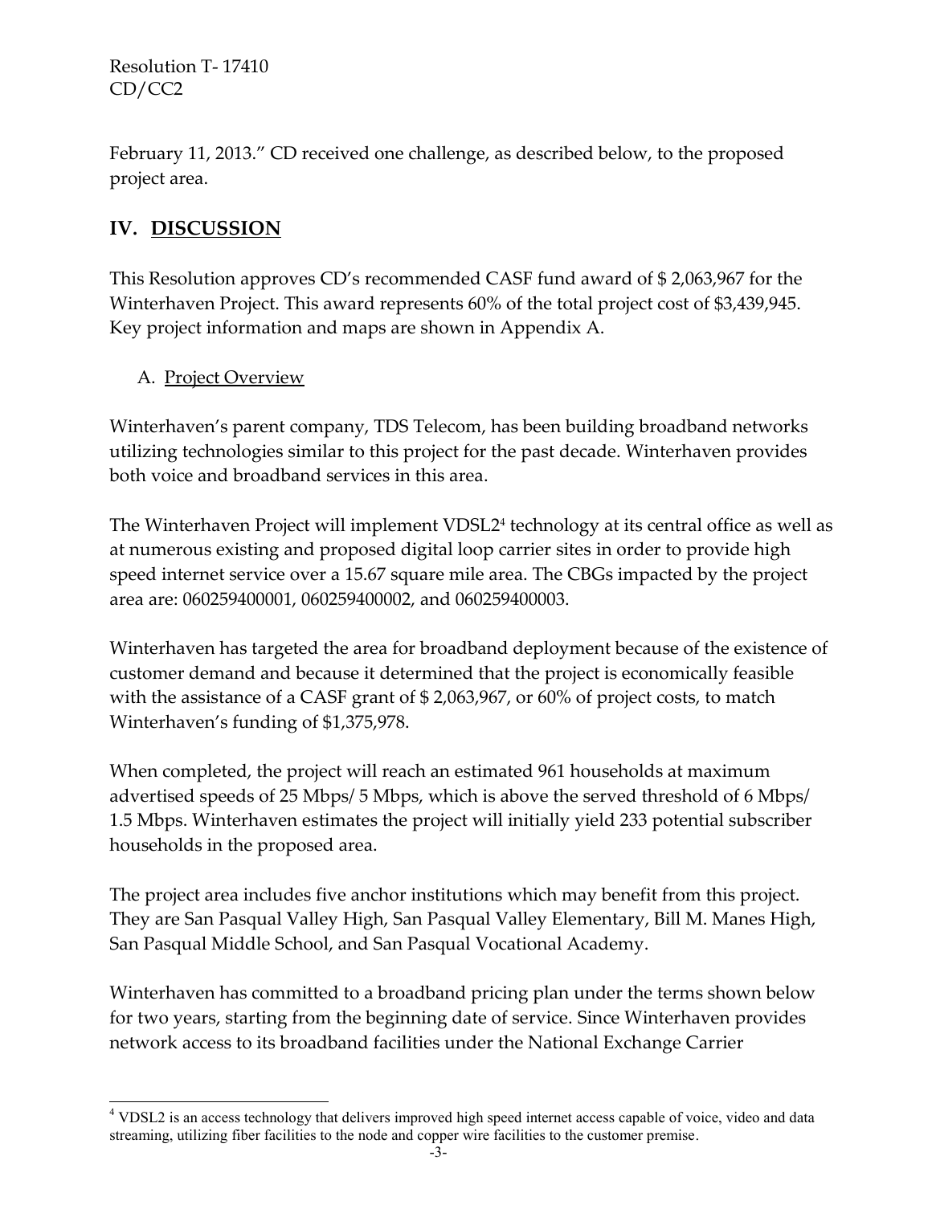February 11, 2013." CD received one challenge, as described below, to the proposed project area.

## IV. DISCUSSION

This Resolution approves CD's recommended CASF fund award of $ 2,063,967 for the Winterhaven Project. This award represents 60% of the total project cost of $3,439,945. Key project information and maps are shown in Appendix A.

### A. Project Overview

Winterhaven's parent company, TDS Telecom, has been building broadband networks utilizing technologies similar to this project for the past decade. Winterhaven provides both voice and broadband services in this area.

The Winterhaven Project will implement VDSL2[4] technology at its central office as well as at numerous existing and proposed digital loop carrier sites in order to provide high speed internet service over a 15.67 square mile area. The CBGs impacted by the project area are: 060259400001, 060259400002, and 060259400003.

Winterhaven has targeted the area for broadband deployment because of the existence of customer demand and because it determined that the project is economically feasible with the assistance of a CASF grant of $ 2,063,967, or 60% of project costs, to match Winterhaven's funding of $1,375,978.

When completed, the project will reach an estimated 961 households at maximum advertised speeds of 25 Mbps/ 5 Mbps, which is above the served threshold of 6 Mbps/ 1.5 Mbps. Winterhaven estimates the project will initially yield 233 potential subscriber households in the proposed area.

The project area includes five anchor institutions which may benefit from this project. They are San Pasqual Valley High, San Pasqual Valley Elementary, Bill M. Manes High, San Pasqual Middle School, and San Pasqual Vocational Academy.

Winterhaven has committed to a broadband pricing plan under the terms shown below for two years, starting from the beginning date of service. Since Winterhaven provides network access to its broadband facilities under the National Exchange Carrier

---

[4] VDSL2 is an access technology that delivers improved high speed internet access capable of voice, video and data streaming, utilizing fiber facilities to the node and copper wire facilities to the customer premise.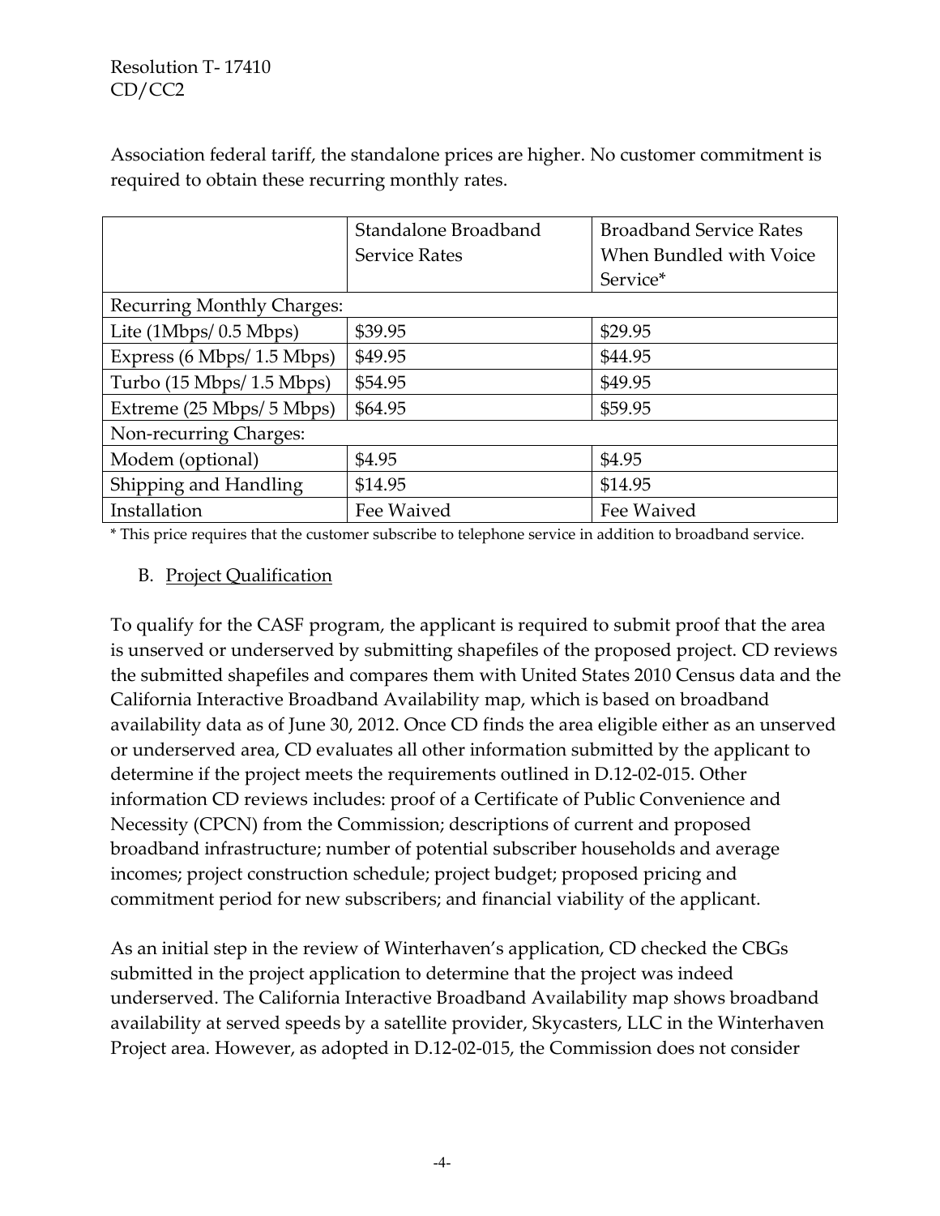Association federal tariff, the standalone prices are higher. No customer commitment is required to obtain these recurring monthly rates.

| | Standalone Broadband Service Rates | Broadband Service Rates When Bundled with Voice Service* |
|---|---|---|
| Recurring Monthly Charges: | | |
| Lite (1Mbps/ 0.5 Mbps) | $39.95 | $29.95 |
| Express (6 Mbps/ 1.5 Mbps) | $49.95 | $44.95 |
| Turbo (15 Mbps/ 1.5 Mbps) | $54.95 | $49.95 |
| Extreme (25 Mbps/ 5 Mbps) | $64.95 | $59.95 |
| Non-recurring Charges: | | |
| Modem (optional) | $4.95 | $4.95 |
| Shipping and Handling | $14.95 | $14.95 |
| Installation | Fee Waived | Fee Waived |

* This price requires that the customer subscribe to telephone service in addition to broadband service.

B. <u>Project Qualification</u>

To qualify for the CASF program, the applicant is required to submit proof that the area is unserved or underserved by submitting shapefiles of the proposed project. CD reviews the submitted shapefiles and compares them with United States 2010 Census data and the California Interactive Broadband Availability map, which is based on broadband availability data as of June 30, 2012. Once CD finds the area eligible either as an unserved or underserved area, CD evaluates all other information submitted by the applicant to determine if the project meets the requirements outlined in D.12-02-015. Other information CD reviews includes: proof of a Certificate of Public Convenience and Necessity (CPCN) from the Commission; descriptions of current and proposed broadband infrastructure; number of potential subscriber households and average incomes; project construction schedule; project budget; proposed pricing and commitment period for new subscribers; and financial viability of the applicant.

As an initial step in the review of Winterhaven's application, CD checked the CBGs submitted in the project application to determine that the project was indeed underserved. The California Interactive Broadband Availability map shows broadband availability at served speeds by a satellite provider, Skycasters, LLC in the Winterhaven Project area. However, as adopted in D.12-02-015, the Commission does not consider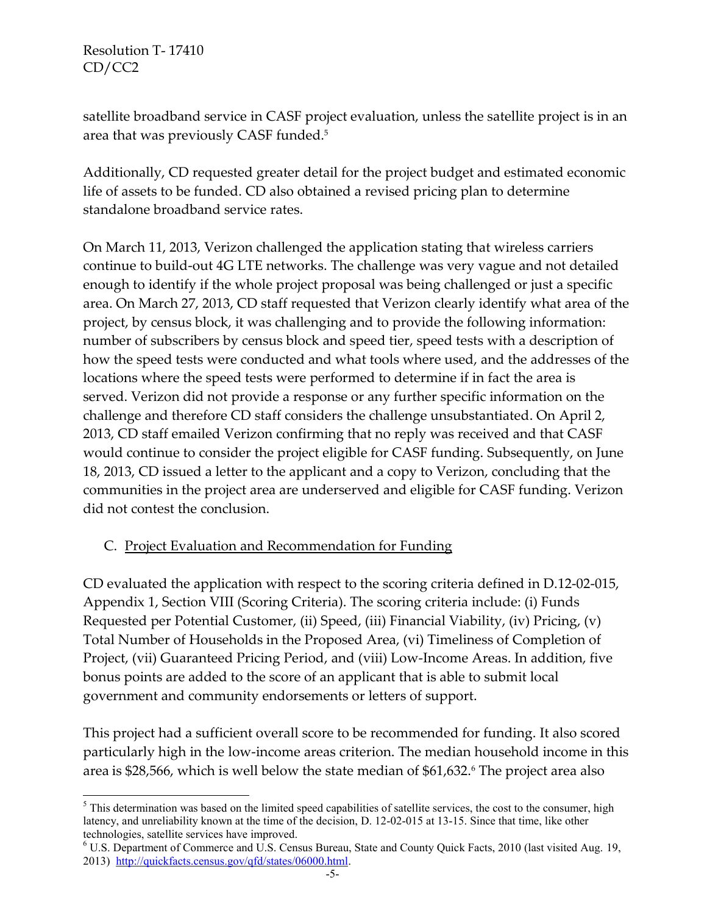satellite broadband service in CASF project evaluation, unless the satellite project is in an area that was previously CASF funded.[5]

Additionally, CD requested greater detail for the project budget and estimated economic life of assets to be funded. CD also obtained a revised pricing plan to determine standalone broadband service rates.

On March 11, 2013, Verizon challenged the application stating that wireless carriers continue to build-out 4G LTE networks. The challenge was very vague and not detailed enough to identify if the whole project proposal was being challenged or just a specific area. On March 27, 2013, CD staff requested that Verizon clearly identify what area of the project, by census block, it was challenging and to provide the following information: number of subscribers by census block and speed tier, speed tests with a description of how the speed tests were conducted and what tools where used, and the addresses of the locations where the speed tests were performed to determine if in fact the area is served. Verizon did not provide a response or any further specific information on the challenge and therefore CD staff considers the challenge unsubstantiated. On April 2, 2013, CD staff emailed Verizon confirming that no reply was received and that CASF would continue to consider the project eligible for CASF funding. Subsequently, on June 18, 2013, CD issued a letter to the applicant and a copy to Verizon, concluding that the communities in the project area are underserved and eligible for CASF funding. Verizon did not contest the conclusion.

## C. Project Evaluation and Recommendation for Funding

CD evaluated the application with respect to the scoring criteria defined in D.12-02-015, Appendix 1, Section VIII (Scoring Criteria). The scoring criteria include: (i) Funds Requested per Potential Customer, (ii) Speed, (iii) Financial Viability, (iv) Pricing, (v) Total Number of Households in the Proposed Area, (vi) Timeliness of Completion of Project, (vii) Guaranteed Pricing Period, and (viii) Low-Income Areas. In addition, five bonus points are added to the score of an applicant that is able to submit local government and community endorsements or letters of support.

This project had a sufficient overall score to be recommended for funding. It also scored particularly high in the low-income areas criterion. The median household income in this area is $28,566, which is well below the state median of $61,632.[6] The project area also

---

[5] This determination was based on the limited speed capabilities of satellite services, the cost to the consumer, high latency, and unreliability known at the time of the decision, D. 12-02-015 at 13-15. Since that time, like other technologies, satellite services have improved.

[6] U.S. Department of Commerce and U.S. Census Bureau, State and County Quick Facts, 2010 (last visited Aug. 19, 2013) http://quickfacts.census.gov/qfd/states/06000.html.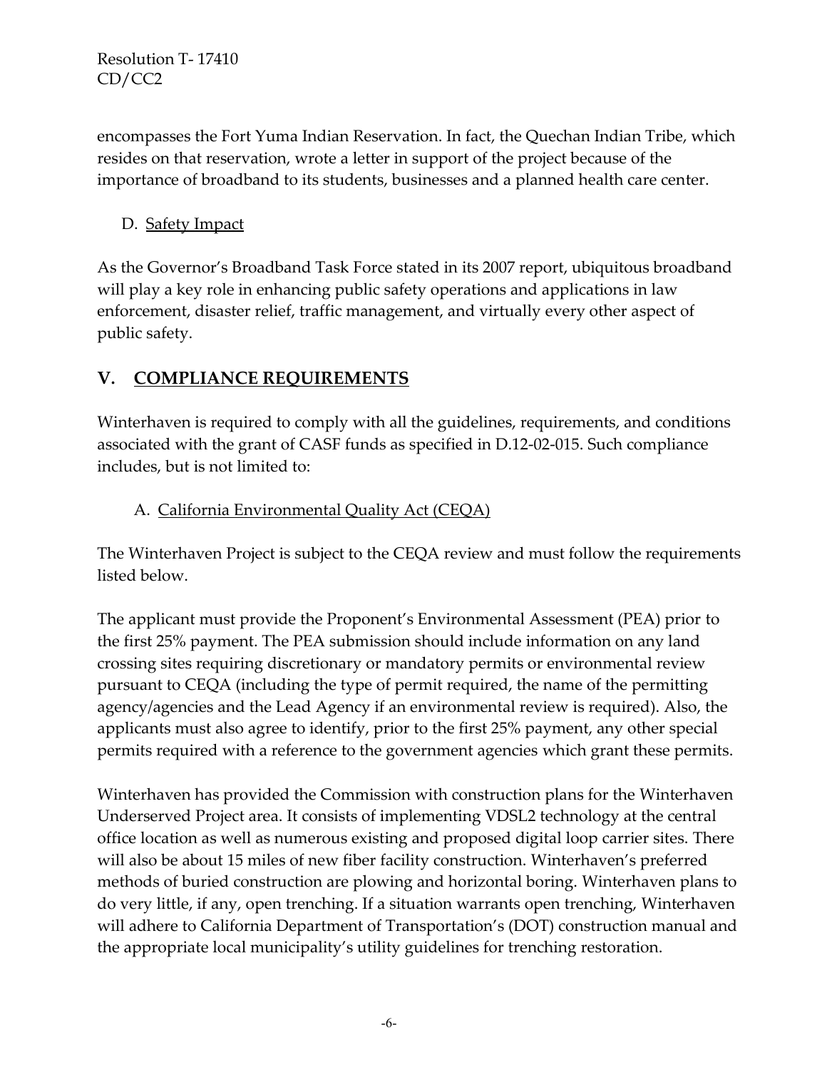encompasses the Fort Yuma Indian Reservation. In fact, the Quechan Indian Tribe, which resides on that reservation, wrote a letter in support of the project because of the importance of broadband to its students, businesses and a planned health care center.

D. Safety Impact

As the Governor's Broadband Task Force stated in its 2007 report, ubiquitous broadband will play a key role in enhancing public safety operations and applications in law enforcement, disaster relief, traffic management, and virtually every other aspect of public safety.

## V. COMPLIANCE REQUIREMENTS

Winterhaven is required to comply with all the guidelines, requirements, and conditions associated with the grant of CASF funds as specified in D.12-02-015. Such compliance includes, but is not limited to:

A. California Environmental Quality Act (CEQA)

The Winterhaven Project is subject to the CEQA review and must follow the requirements listed below.

The applicant must provide the Proponent's Environmental Assessment (PEA) prior to the first 25% payment. The PEA submission should include information on any land crossing sites requiring discretionary or mandatory permits or environmental review pursuant to CEQA (including the type of permit required, the name of the permitting agency/agencies and the Lead Agency if an environmental review is required). Also, the applicants must also agree to identify, prior to the first 25% payment, any other special permits required with a reference to the government agencies which grant these permits.

Winterhaven has provided the Commission with construction plans for the Winterhaven Underserved Project area. It consists of implementing VDSL2 technology at the central office location as well as numerous existing and proposed digital loop carrier sites. There will also be about 15 miles of new fiber facility construction. Winterhaven's preferred methods of buried construction are plowing and horizontal boring. Winterhaven plans to do very little, if any, open trenching. If a situation warrants open trenching, Winterhaven will adhere to California Department of Transportation's (DOT) construction manual and the appropriate local municipality's utility guidelines for trenching restoration.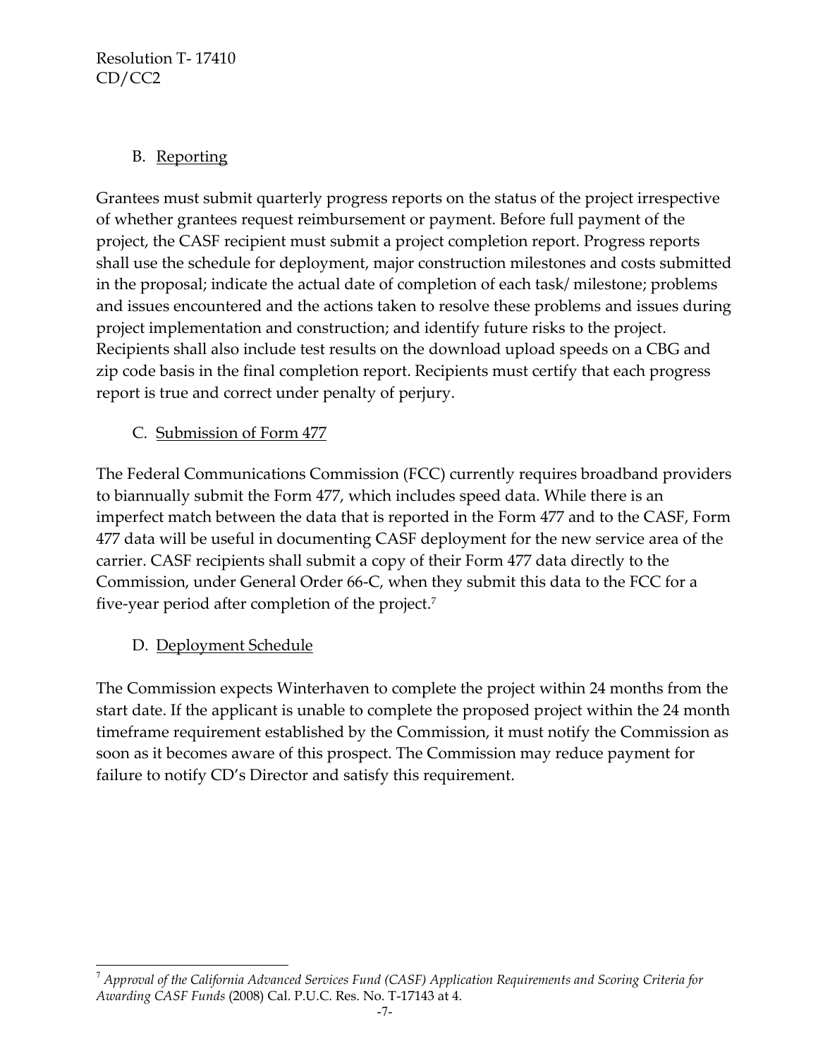### B. Reporting

Grantees must submit quarterly progress reports on the status of the project irrespective of whether grantees request reimbursement or payment. Before full payment of the project, the CASF recipient must submit a project completion report. Progress reports shall use the schedule for deployment, major construction milestones and costs submitted in the proposal; indicate the actual date of completion of each task/ milestone; problems and issues encountered and the actions taken to resolve these problems and issues during project implementation and construction; and identify future risks to the project. Recipients shall also include test results on the download upload speeds on a CBG and zip code basis in the final completion report. Recipients must certify that each progress report is true and correct under penalty of perjury.

### C. Submission of Form 477

The Federal Communications Commission (FCC) currently requires broadband providers to biannually submit the Form 477, which includes speed data. While there is an imperfect match between the data that is reported in the Form 477 and to the CASF, Form 477 data will be useful in documenting CASF deployment for the new service area of the carrier. CASF recipients shall submit a copy of their Form 477 data directly to the Commission, under General Order 66-C, when they submit this data to the FCC for a five-year period after completion of the project.[7]

### D. Deployment Schedule

The Commission expects Winterhaven to complete the project within 24 months from the start date. If the applicant is unable to complete the proposed project within the 24 month timeframe requirement established by the Commission, it must notify the Commission as soon as it becomes aware of this prospect. The Commission may reduce payment for failure to notify CD's Director and satisfy this requirement.

---

[7] *Approval of the California Advanced Services Fund (CASF) Application Requirements and Scoring Criteria for Awarding CASF Funds* (2008) Cal. P.U.C. Res. No. T-17143 at 4.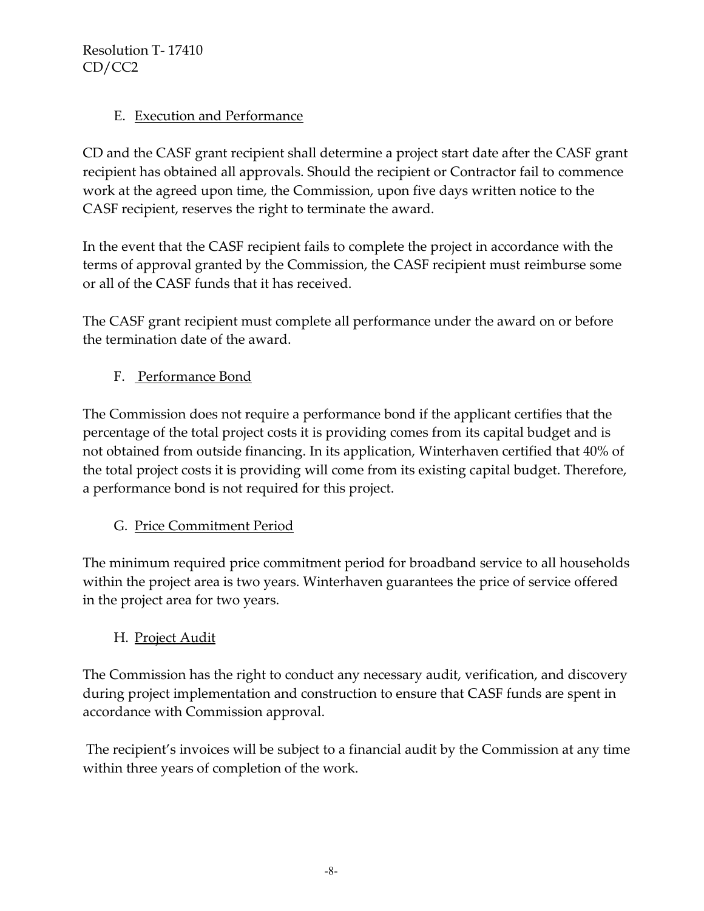### E. Execution and Performance

CD and the CASF grant recipient shall determine a project start date after the CASF grant recipient has obtained all approvals. Should the recipient or Contractor fail to commence work at the agreed upon time, the Commission, upon five days written notice to the CASF recipient, reserves the right to terminate the award.

In the event that the CASF recipient fails to complete the project in accordance with the terms of approval granted by the Commission, the CASF recipient must reimburse some or all of the CASF funds that it has received.

The CASF grant recipient must complete all performance under the award on or before the termination date of the award.

### F. Performance Bond

The Commission does not require a performance bond if the applicant certifies that the percentage of the total project costs it is providing comes from its capital budget and is not obtained from outside financing. In its application, Winterhaven certified that 40% of the total project costs it is providing will come from its existing capital budget. Therefore, a performance bond is not required for this project.

### G. Price Commitment Period

The minimum required price commitment period for broadband service to all households within the project area is two years. Winterhaven guarantees the price of service offered in the project area for two years.

### H. Project Audit

The Commission has the right to conduct any necessary audit, verification, and discovery during project implementation and construction to ensure that CASF funds are spent in accordance with Commission approval.

The recipient's invoices will be subject to a financial audit by the Commission at any time within three years of completion of the work.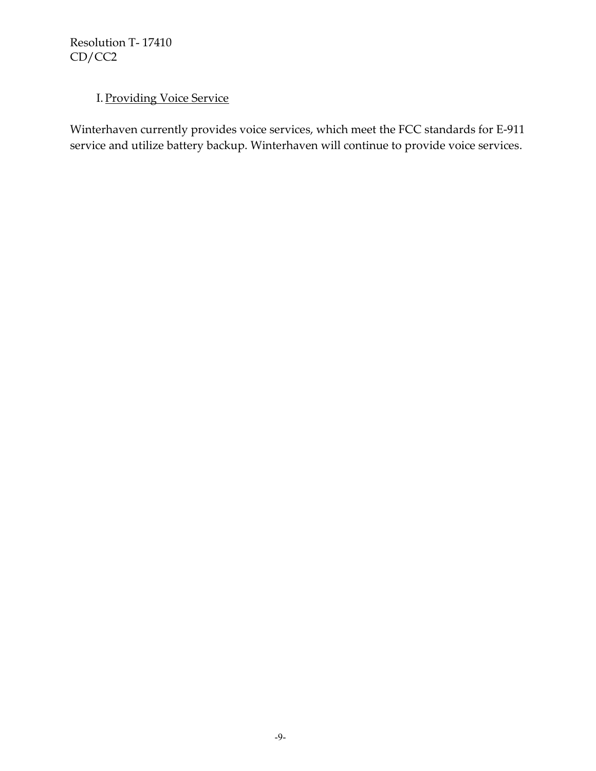## I. Providing Voice Service

Winterhaven currently provides voice services, which meet the FCC standards for E-911 service and utilize battery backup. Winterhaven will continue to provide voice services.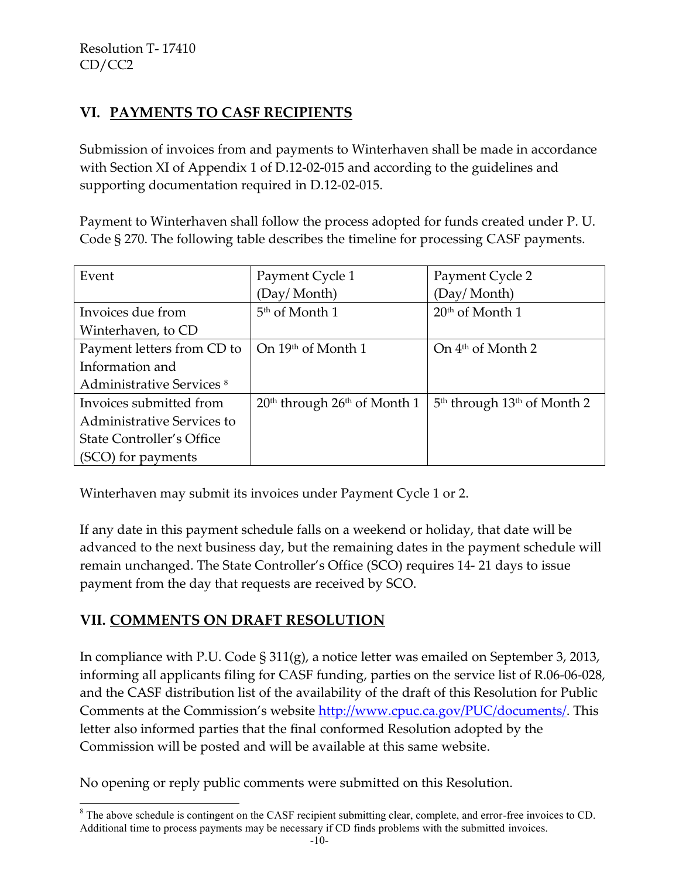## VI. PAYMENTS TO CASF RECIPIENTS

Submission of invoices from and payments to Winterhaven shall be made in accordance with Section XI of Appendix 1 of D.12-02-015 and according to the guidelines and supporting documentation required in D.12-02-015.

Payment to Winterhaven shall follow the process adopted for funds created under P. U. Code § 270. The following table describes the timeline for processing CASF payments.

| Event | Payment Cycle 1 (Day/ Month) | Payment Cycle 2 (Day/ Month) |
|---|---|---|
| Invoices due from Winterhaven, to CD | 5th of Month 1 | 20th of Month 1 |
| Payment letters from CD to Information and Administrative Services [8] | On 19th of Month 1 | On 4th of Month 2 |
| Invoices submitted from Administrative Services to State Controller's Office (SCO) for payments | 20th through 26th of Month 1 | 5th through 13th of Month 2 |

Winterhaven may submit its invoices under Payment Cycle 1 or 2.

If any date in this payment schedule falls on a weekend or holiday, that date will be advanced to the next business day, but the remaining dates in the payment schedule will remain unchanged. The State Controller's Office (SCO) requires 14- 21 days to issue payment from the day that requests are received by SCO.

## VII. COMMENTS ON DRAFT RESOLUTION

In compliance with P.U. Code § 311(g), a notice letter was emailed on September 3, 2013, informing all applicants filing for CASF funding, parties on the service list of R.06-06-028, and the CASF distribution list of the availability of the draft of this Resolution for Public Comments at the Commission's website http://www.cpuc.ca.gov/PUC/documents/. This letter also informed parties that the final conformed Resolution adopted by the Commission will be posted and will be available at this same website.

No opening or reply public comments were submitted on this Resolution.

---

[8] The above schedule is contingent on the CASF recipient submitting clear, complete, and error-free invoices to CD. Additional time to process payments may be necessary if CD finds problems with the submitted invoices.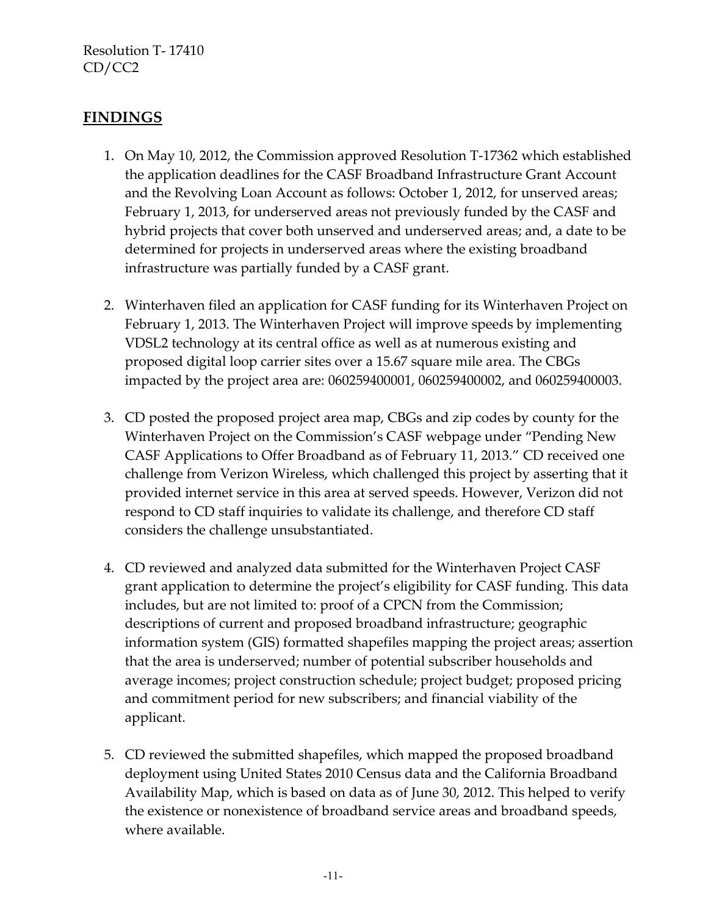## FINDINGS

1. On May 10, 2012, the Commission approved Resolution T-17362 which established the application deadlines for the CASF Broadband Infrastructure Grant Account and the Revolving Loan Account as follows: October 1, 2012, for unserved areas; February 1, 2013, for underserved areas not previously funded by the CASF and hybrid projects that cover both unserved and underserved areas; and, a date to be determined for projects in underserved areas where the existing broadband infrastructure was partially funded by a CASF grant.

2. Winterhaven filed an application for CASF funding for its Winterhaven Project on February 1, 2013. The Winterhaven Project will improve speeds by implementing VDSL2 technology at its central office as well as at numerous existing and proposed digital loop carrier sites over a 15.67 square mile area. The CBGs impacted by the project area are: 060259400001, 060259400002, and 060259400003.

3. CD posted the proposed project area map, CBGs and zip codes by county for the Winterhaven Project on the Commission's CASF webpage under "Pending New CASF Applications to Offer Broadband as of February 11, 2013." CD received one challenge from Verizon Wireless, which challenged this project by asserting that it provided internet service in this area at served speeds. However, Verizon did not respond to CD staff inquiries to validate its challenge, and therefore CD staff considers the challenge unsubstantiated.

4. CD reviewed and analyzed data submitted for the Winterhaven Project CASF grant application to determine the project's eligibility for CASF funding. This data includes, but are not limited to: proof of a CPCN from the Commission; descriptions of current and proposed broadband infrastructure; geographic information system (GIS) formatted shapefiles mapping the project areas; assertion that the area is underserved; number of potential subscriber households and average incomes; project construction schedule; project budget; proposed pricing and commitment period for new subscribers; and financial viability of the applicant.

5. CD reviewed the submitted shapefiles, which mapped the proposed broadband deployment using United States 2010 Census data and the California Broadband Availability Map, which is based on data as of June 30, 2012. This helped to verify the existence or nonexistence of broadband service areas and broadband speeds, where available.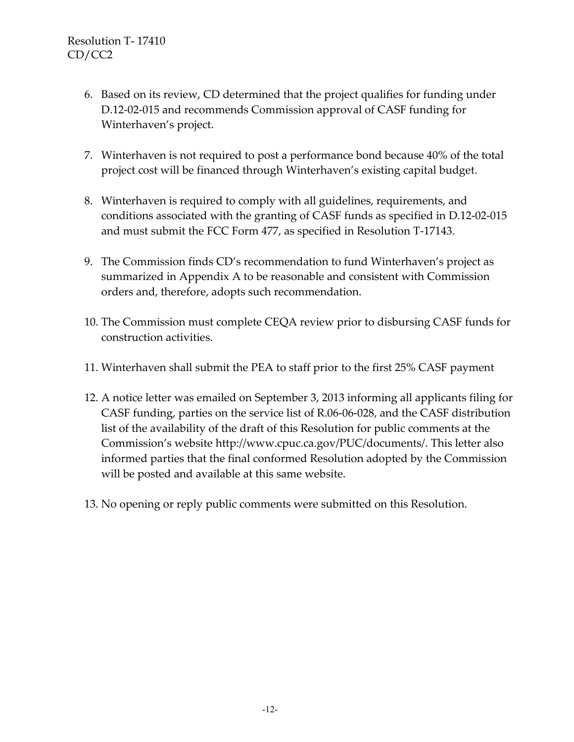6. Based on its review, CD determined that the project qualifies for funding under D.12-02-015 and recommends Commission approval of CASF funding for Winterhaven's project.

7. Winterhaven is not required to post a performance bond because 40% of the total project cost will be financed through Winterhaven's existing capital budget.

8. Winterhaven is required to comply with all guidelines, requirements, and conditions associated with the granting of CASF funds as specified in D.12-02-015 and must submit the FCC Form 477, as specified in Resolution T-17143.

9. The Commission finds CD's recommendation to fund Winterhaven's project as summarized in Appendix A to be reasonable and consistent with Commission orders and, therefore, adopts such recommendation.

10. The Commission must complete CEQA review prior to disbursing CASF funds for construction activities.

11. Winterhaven shall submit the PEA to staff prior to the first 25% CASF payment

12. A notice letter was emailed on September 3, 2013 informing all applicants filing for CASF funding, parties on the service list of R.06-06-028, and the CASF distribution list of the availability of the draft of this Resolution for public comments at the Commission's website http://www.cpuc.ca.gov/PUC/documents/. This letter also informed parties that the final conformed Resolution adopted by the Commission will be posted and available at this same website.

13. No opening or reply public comments were submitted on this Resolution.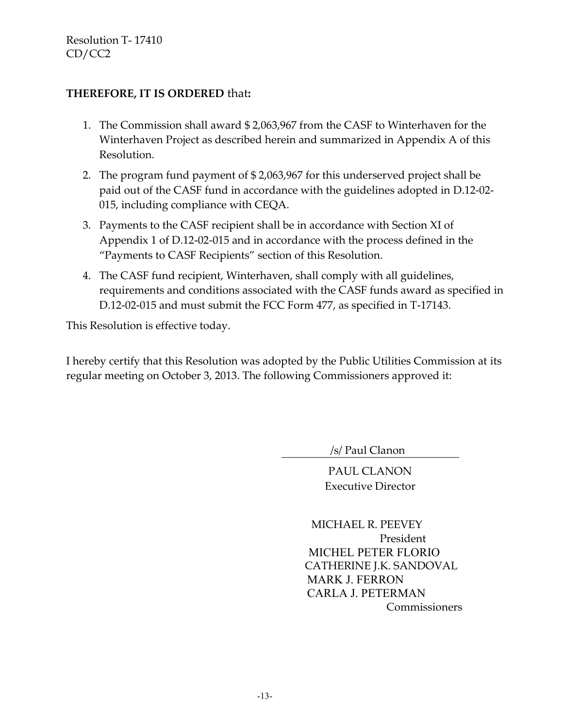**THEREFORE, IT IS ORDERED** that**:**

1. The Commission shall award $ 2,063,967 from the CASF to Winterhaven for the Winterhaven Project as described herein and summarized in Appendix A of this Resolution.
2. The program fund payment of $ 2,063,967 for this underserved project shall be paid out of the CASF fund in accordance with the guidelines adopted in D.12-02-015, including compliance with CEQA.
3. Payments to the CASF recipient shall be in accordance with Section XI of Appendix 1 of D.12-02-015 and in accordance with the process defined in the "Payments to CASF Recipients" section of this Resolution.
4. The CASF fund recipient, Winterhaven, shall comply with all guidelines, requirements and conditions associated with the CASF funds award as specified in D.12-02-015 and must submit the FCC Form 477, as specified in T-17143.

This Resolution is effective today.

I hereby certify that this Resolution was adopted by the Public Utilities Commission at its regular meeting on October 3, 2013. The following Commissioners approved it:

/s/ Paul Clanon

PAUL CLANON
Executive Director

MICHAEL R. PEEVEY
President
MICHEL PETER FLORIO
CATHERINE J.K. SANDOVAL
MARK J. FERRON
CARLA J. PETERMAN
Commissioners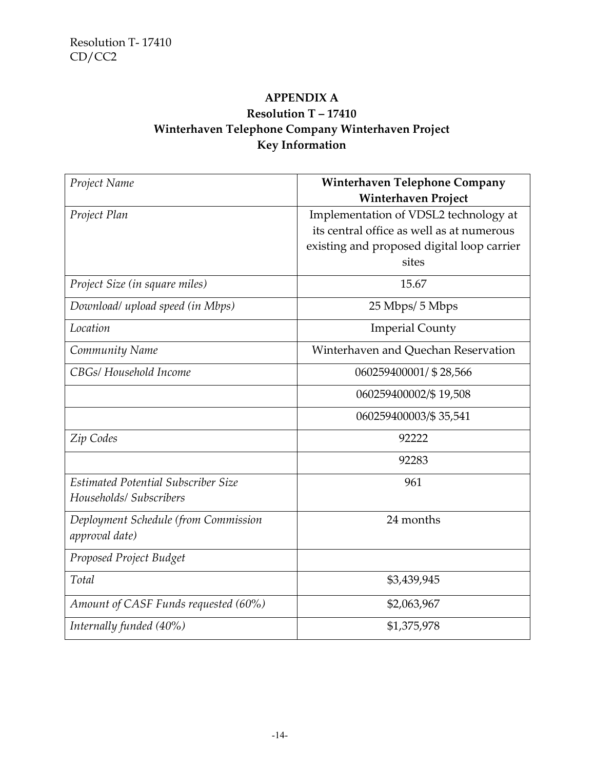# APPENDIX A
## Resolution T – 17410
## Winterhaven Telephone Company Winterhaven Project
## Key Information

| *Project Name* | **Winterhaven Telephone Company Winterhaven Project** |
|---|---|
| *Project Plan* | Implementation of VDSL2 technology at its central office as well as at numerous existing and proposed digital loop carrier sites |
| *Project Size (in square miles)* | 15.67 |
| *Download/ upload speed (in Mbps)* | 25 Mbps/ 5 Mbps |
| *Location* | Imperial County |
| *Community Name* | Winterhaven and Quechan Reservation |
| *CBGs/ Household Income* | 060259400001/ $ 28,566 |
| | 060259400002/$ 19,508 |
| | 060259400003/$ 35,541 |
| *Zip Codes* | 92222 |
| | 92283 |
| *Estimated Potential Subscriber Size Households/ Subscribers* | 961 |
| *Deployment Schedule (from Commission approval date)* | 24 months |
| *Proposed Project Budget* | |
| *Total* | $3,439,945 |
| *Amount of CASF Funds requested (60%)* | $2,063,967 |
| *Internally funded (40%)* | $1,375,978 |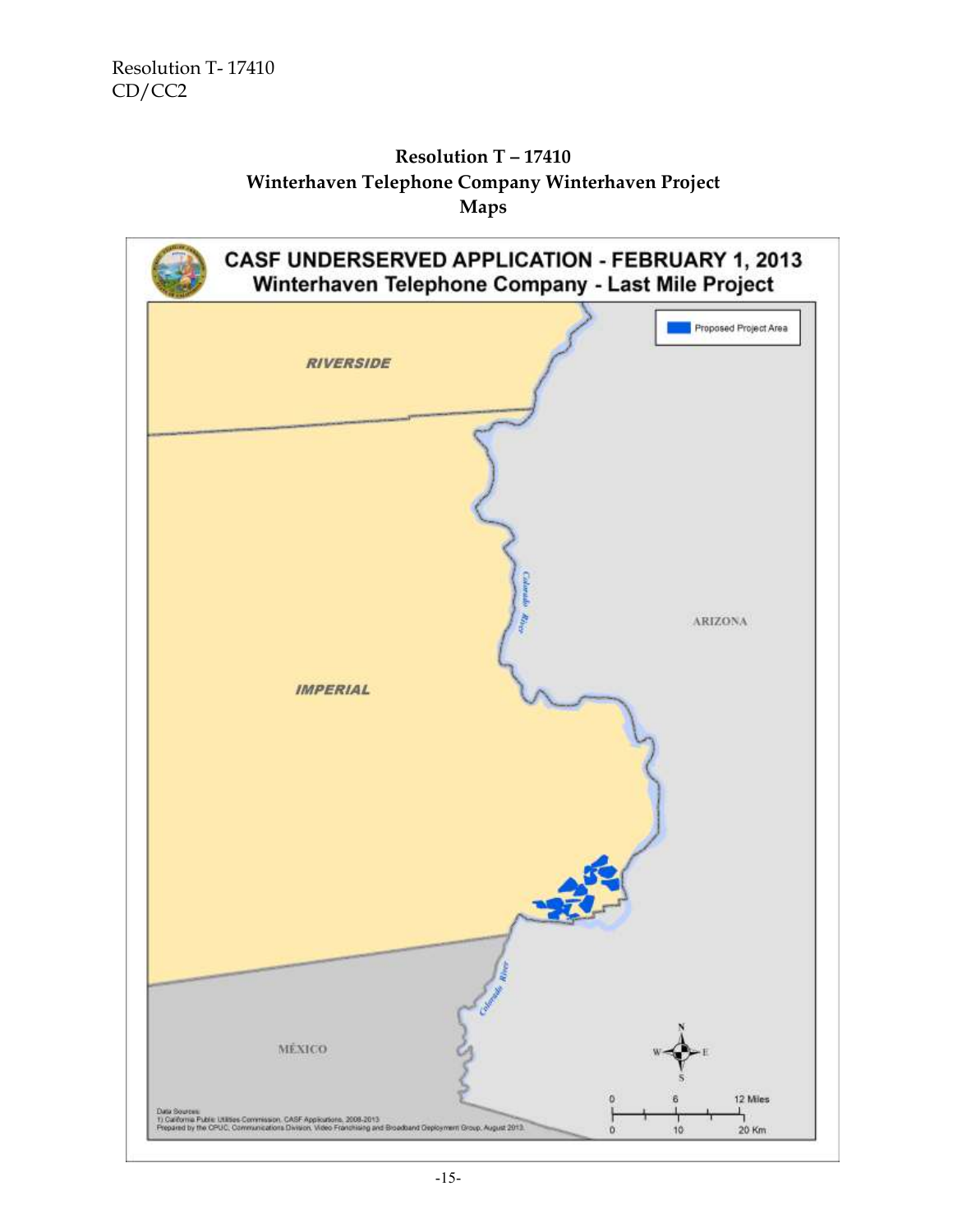**Resolution T – 17410**
**Winterhaven Telephone Company Winterhaven Project**
**Maps**

CASF UNDERSERVED APPLICATION - FEBRUARY 1, 2013
Winterhaven Telephone Company - Last Mile Project

Proposed Project Area

RIVERSIDE

IMPERIAL

ARIZONA

MÉXICO

Colorado River

Data Sources:
1) California Public Utilities Commission, CASF Applications, 2008-2013
Prepared by the CPUC, Communications Division, Video Franchising and Broadband Deployment Group, August 2013.

0 6 12 Miles
0 10 20 Km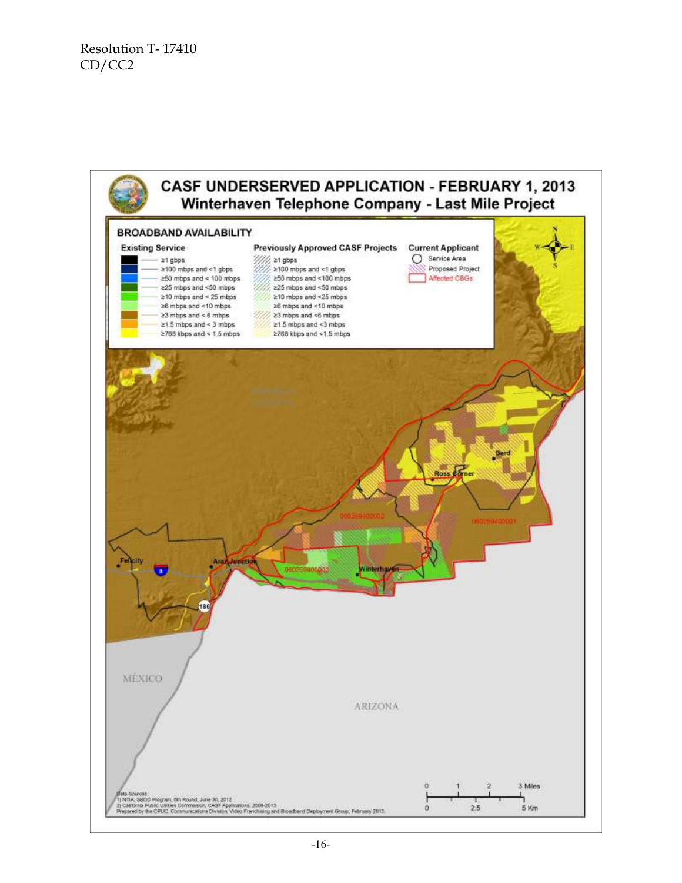# CASF UNDERSERVED APPLICATION - FEBRUARY 1, 2013

## Winterhaven Telephone Company - Last Mile Project

BROADBAND AVAILABILITY

Existing Service

≥1 gbps
≥100 mbps and <1 gbps
≥50 mbps and < 100 mbps
≥25 mbps and <50 mbps
≥10 mbps and < 25 mbps
≥6 mbps and <10 mbps
≥3 mbps and < 6 mbps
≥1.5 mbps and < 3 mbps
≥768 kbps and < 1.5 mbps

Previously Approved CASF Projects

≥1 gbps
≥100 mbps and <1 gbps
≥50 mbps and <100 mbps
≥25 mbps and <50 mbps
≥10 mbps and <25 mbps
≥6 mbps and <10 mbps
≥3 mbps and <6 mbps
≥1.5 mbps and <3 mbps
≥768 kbps and <1.5 mbps

Current Applicant

Service Area
Proposed Project
Affected CBGs

Bard
Ross Corner
060259400002
060259400001
Felicity
Araz Junction
060259400003
Winterhaven
8
186
MÉXICO
ARIZONA

0 1 2 3 Miles
0 2.5 5 Km

Data Sources:
1) NTIA, SBDD Program, 6th Round, June 30, 2012
2) California Public Utilities Commission, CASF Applications, 2008-2013
Prepared by the CPUC, Communications Division, Video Franchising and Broadband Deployment Group, February 2013.